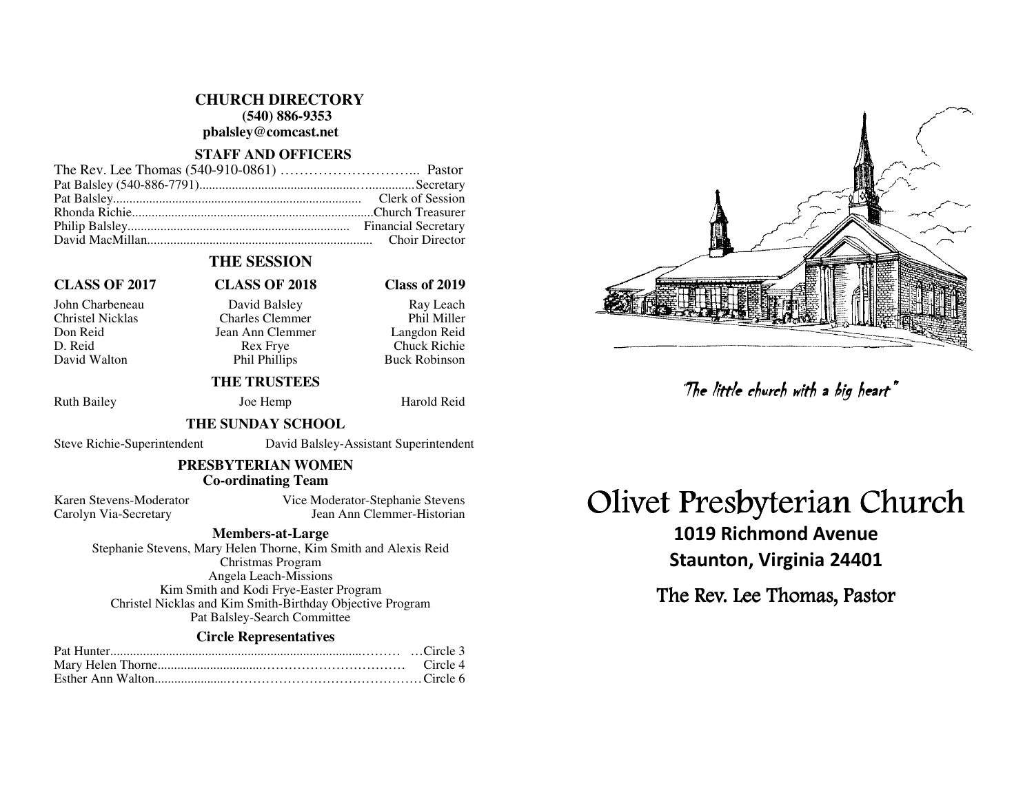# CHURCH DIRECTORY

**(540) 886-9353**

**pbalsley@comcast.net**

## STAFF AND OFFICERS

| Name | Position |
|---|---|
| The Rev. Lee Thomas (540-910-0861) | Pastor |
| Pat Balsley (540-886-7791) | Secretary |
| Pat Balsley | Clerk of Session |
| Rhonda Richie | Church Treasurer |
| Philip Balsley | Financial Secretary |
| David MacMillan | Choir Director |

## THE SESSION

| CLASS OF 2017 | CLASS OF 2018 | Class of 2019 |
|---|---|---|
| John Charbeneau | David Balsley | Ray Leach |
| Christel Nicklas | Charles Clemmer | Phil Miller |
| Don Reid | Jean Ann Clemmer | Langdon Reid |
| D. Reid | Rex Frye | Chuck Richie |
| David Walton | Phil Phillips | Buck Robinson |

## THE TRUSTEES

Ruth Bailey Joe Hemp Harold Reid

## THE SUNDAY SCHOOL

Steve Richie-Superintendent David Balsley-Assistant Superintendent

## PRESBYTERIAN WOMEN

**Co-ordinating Team**

Karen Stevens-Moderator
Vice Moderator-Stephanie Stevens
Carolyn Via-Secretary
Jean Ann Clemmer-Historian

**Members-at-Large**

Stephanie Stevens, Mary Helen Thorne, Kim Smith and Alexis Reid
Christmas Program
Angela Leach-Missions
Kim Smith and Kodi Frye-Easter Program
Christel Nicklas and Kim Smith-Birthday Objective Program
Pat Balsley-Search Committee

**Circle Representatives**

| Name | Circle |
|---|---|
| Pat Hunter | Circle 3 |
| Mary Helen Thorne | Circle 4 |
| Esther Ann Walton | Circle 6 |

*"The little church with a big heart"*

# Olivet Presbyterian Church

**1019 Richmond Avenue**

**Staunton, Virginia 24401**

The Rev. Lee Thomas, Pastor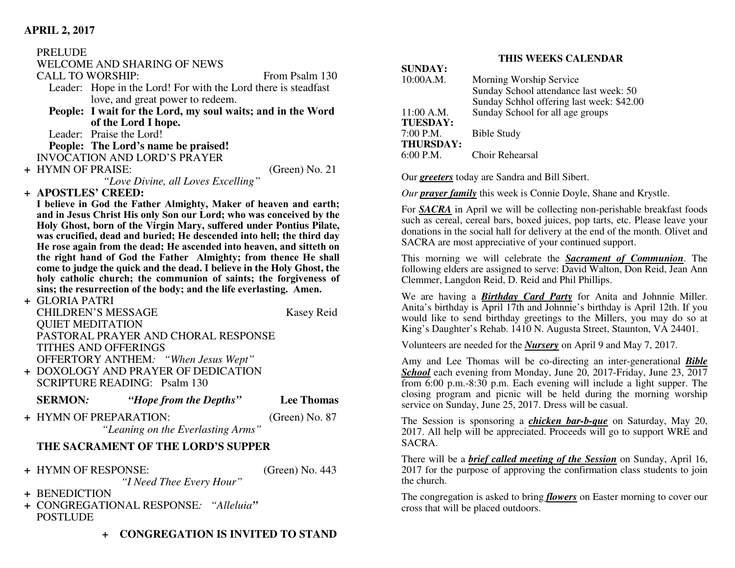**APRIL 2, 2017**

PRELUDE

WELCOME AND SHARING OF NEWS

CALL TO WORSHIP: From Psalm 130

Leader: Hope in the Lord! For with the Lord there is steadfast love, and great power to redeem.

**People: I wait for the Lord, my soul waits; and in the Word of the Lord I hope.**

Leader: Praise the Lord!

**People: The Lord's name be praised!**

INVOCATION AND LORD'S PRAYER

\+ HYMN OF PRAISE: (Green) No. 21
*"Love Divine, all Loves Excelling"*

\+ **APOSTLES' CREED:**

**I believe in God the Father Almighty, Maker of heaven and earth; and in Jesus Christ His only Son our Lord; who was conceived by the Holy Ghost, born of the Virgin Mary, suffered under Pontius Pilate, was crucified, dead and buried; He descended into hell; the third day He rose again from the dead; He ascended into heaven, and sitteth on the right hand of God the Father Almighty; from thence He shall come to judge the quick and the dead. I believe in the Holy Ghost, the holy catholic church; the communion of saints; the forgiveness of sins; the resurrection of the body; and the life everlasting. Amen.**

\+ GLORIA PATRI

CHILDREN'S MESSAGE Kasey Reid

QUIET MEDITATION

PASTORAL PRAYER AND CHORAL RESPONSE

TITHES AND OFFERINGS

OFFERTORY ANTHEM*: "When Jesus Wept"*

\+ DOXOLOGY AND PRAYER OF DEDICATION

SCRIPTURE READING: Psalm 130

**SERMON*:* *"Hope from the Depths"* Lee Thomas**

\+ HYMN OF PREPARATION: (Green) No. 87
*"Leaning on the Everlasting Arms"*

**THE SACRAMENT OF THE LORD'S SUPPER**

\+ HYMN OF RESPONSE: (Green) No. 443
*"I Need Thee Every Hour"*

\+ BENEDICTION

\+ CONGREGATIONAL RESPONSE*: "Alleluia"*

POSTLUDE

**\+ CONGREGATION IS INVITED TO STAND**

## THIS WEEKS CALENDAR

**SUNDAY:**

10:00A.M. Morning Worship Service
Sunday School attendance last week: 50
Sunday Schhol offering last week: $42.00

11:00 A.M. Sunday School for all age groups

**TUESDAY:**

7:00 P.M. Bible Study

**THURSDAY:**

6:00 P.M. Choir Rehearsal

Our ***greeters*** today are Sandra and Bill Sibert.

*Our* ***prayer family*** this week is Connie Doyle, Shane and Krystle.

For ***SACRA*** in April we will be collecting non-perishable breakfast foods such as cereal, cereal bars, boxed juices, pop tarts, etc. Please leave your donations in the social hall for delivery at the end of the month. Olivet and SACRA are most appreciative of your continued support.

This morning we will celebrate the ***Sacrament of Communion***. The following elders are assigned to serve: David Walton, Don Reid, Jean Ann Clemmer, Langdon Reid, D. Reid and Phil Phillips.

We are having a ***Birthday Card Party*** for Anita and Johnnie Miller. Anita's birthday is April 17th and Johnnie's birthday is April 12th. If you would like to send birthday greetings to the Millers, you may do so at King's Daughter's Rehab. 1410 N. Augusta Street, Staunton, VA 24401.

Volunteers are needed for the ***Nursery*** on April 9 and May 7, 2017.

Amy and Lee Thomas will be co-directing an inter-generational ***Bible School*** each evening from Monday, June 20, 2017-Friday, June 23, 2017 from 6:00 p.m.-8:30 p.m. Each evening will include a light supper. The closing program and picnic will be held during the morning worship service on Sunday, June 25, 2017. Dress will be casual.

The Session is sponsoring a ***chicken bar-b-que*** on Saturday, May 20, 2017. All help will be appreciated. Proceeds will go to support WRE and SACRA.

There will be a ***brief called meeting of the Session*** on Sunday, April 16, 2017 for the purpose of approving the confirmation class students to join the church.

The congregation is asked to bring ***flowers*** on Easter morning to cover our cross that will be placed outdoors.